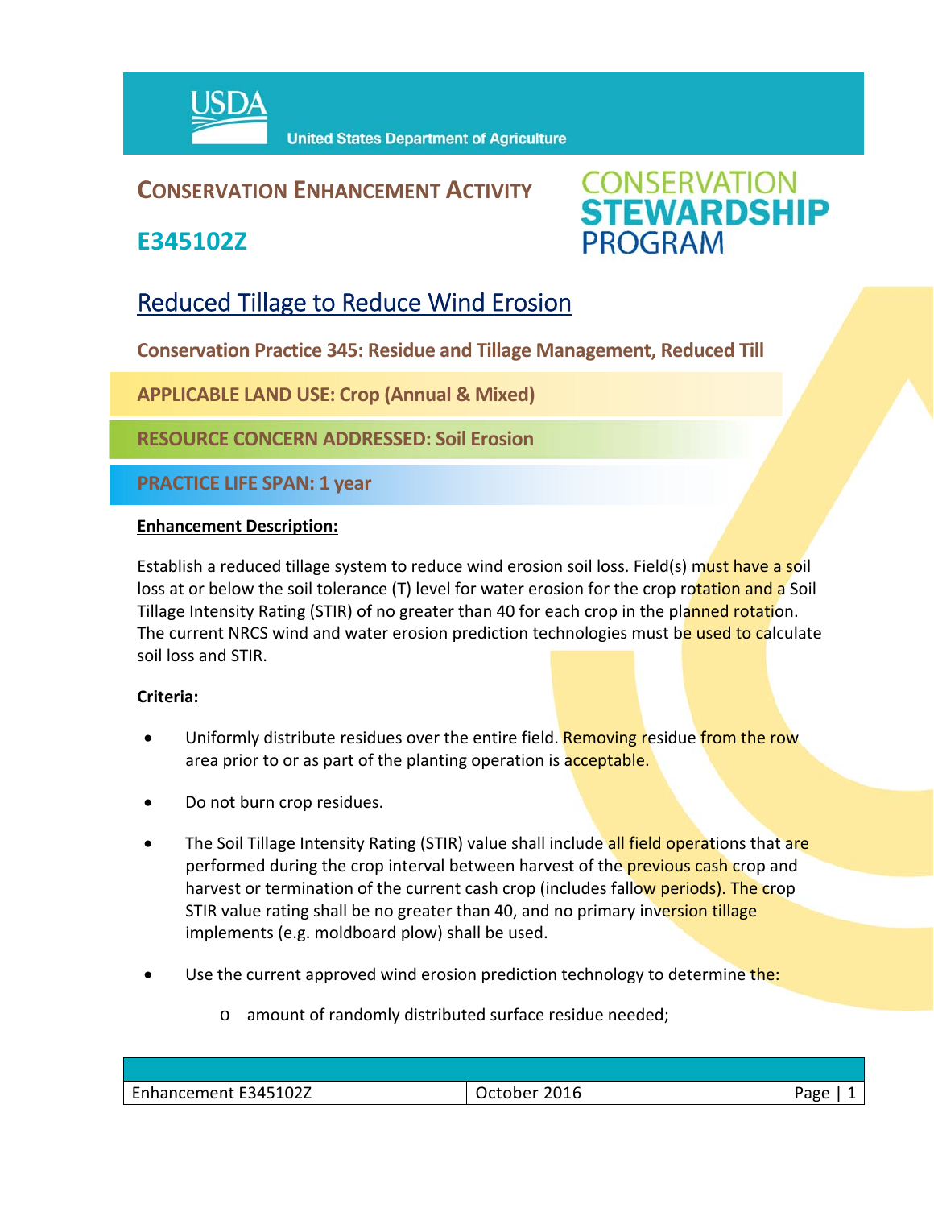USDA United States Department of Agriculture

## CONSERVATION ENHANCEMENT ACTIVITY

## E345102Z

CONSERVATION STEWARDSHIP PROGRAM

# Reduced Tillage to Reduce Wind Erosion

**Conservation Practice 345: Residue and Tillage Management, Reduced Till**

**APPLICABLE LAND USE: Crop (Annual & Mixed)**

**RESOURCE CONCERN ADDRESSED: Soil Erosion**

**PRACTICE LIFE SPAN: 1 year**

**Enhancement Description:**

Establish a reduced tillage system to reduce wind erosion soil loss. Field(s) must have a soil loss at or below the soil tolerance (T) level for water erosion for the crop rotation and a Soil Tillage Intensity Rating (STIR) of no greater than 40 for each crop in the planned rotation. The current NRCS wind and water erosion prediction technologies must be used to calculate soil loss and STIR.

**Criteria:**

- Uniformly distribute residues over the entire field. Removing residue from the row area prior to or as part of the planting operation is acceptable.
- Do not burn crop residues.
- The Soil Tillage Intensity Rating (STIR) value shall include all field operations that are performed during the crop interval between harvest of the previous cash crop and harvest or termination of the current cash crop (includes fallow periods). The crop STIR value rating shall be no greater than 40, and no primary inversion tillage implements (e.g. moldboard plow) shall be used.
- Use the current approved wind erosion prediction technology to determine the:
  - amount of randomly distributed surface residue needed;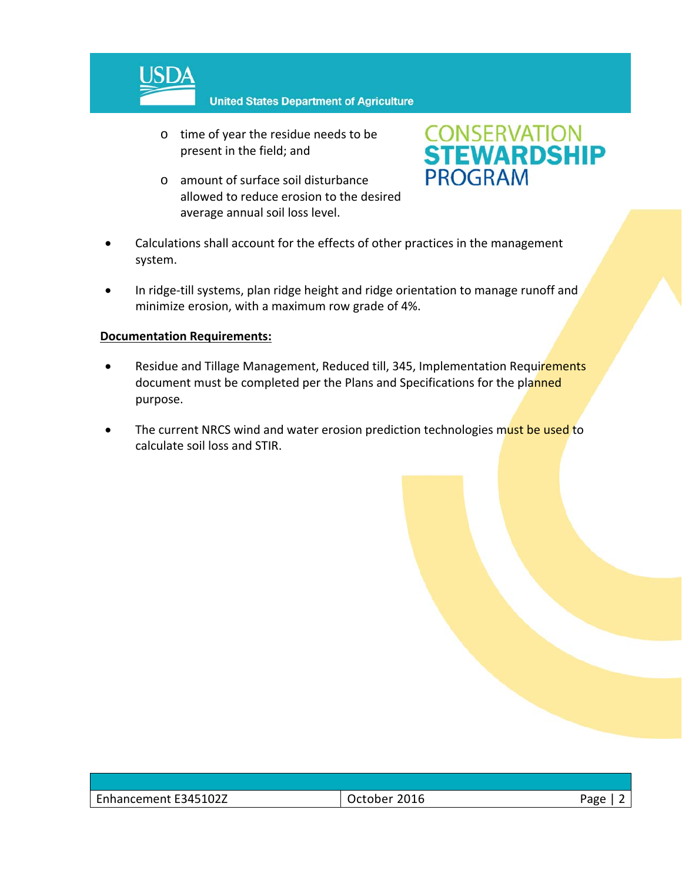- time of year the residue needs to be present in the field; and
  - amount of surface soil disturbance allowed to reduce erosion to the desired average annual soil loss level.

- Calculations shall account for the effects of other practices in the management system.
- In ridge-till systems, plan ridge height and ridge orientation to manage runoff and minimize erosion, with a maximum row grade of 4%.

**Documentation Requirements:**

- Residue and Tillage Management, Reduced till, 345, Implementation Requirements document must be completed per the Plans and Specifications for the planned purpose.
- The current NRCS wind and water erosion prediction technologies must be used to calculate soil loss and STIR.